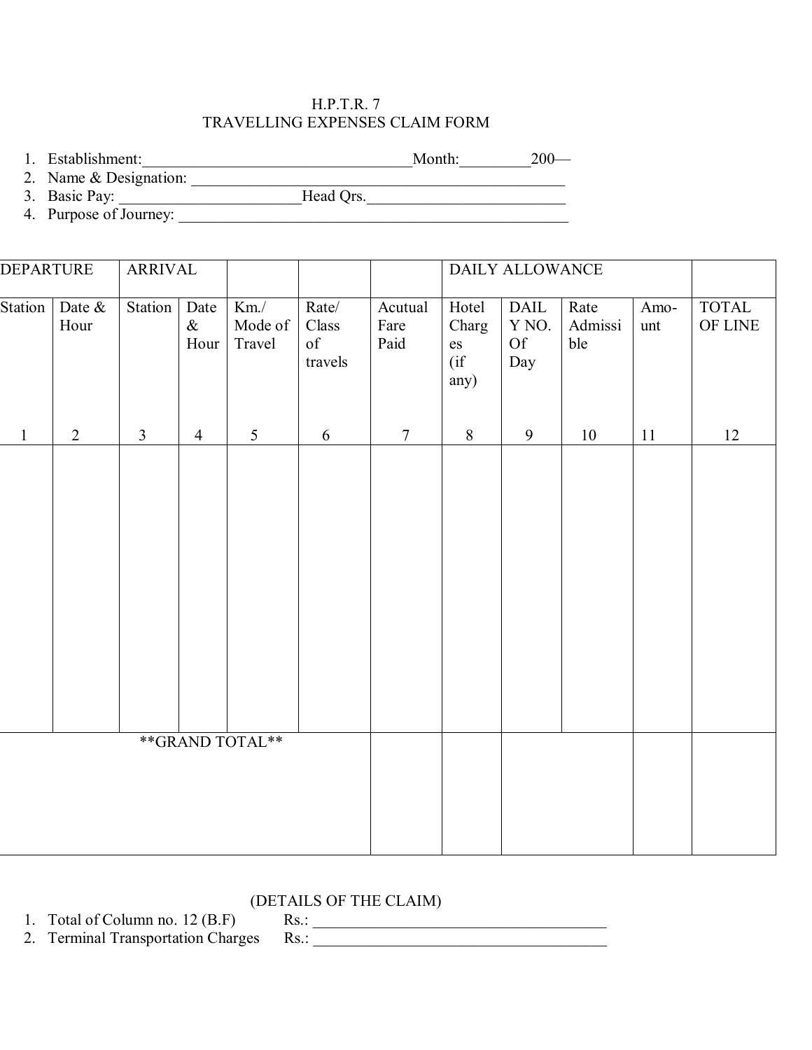H.P.T.R. 7

TRAVELLING EXPENSES CLAIM FORM

1. Establishment:__________________________________Month:_________200—
2. Name & Designation: _______________________________________________
3. Basic Pay: ______________________Head Qrs.________________________
4. Purpose of Journey: _______________________________________________

| DEPARTURE | | ARRIVAL | | | | | DAILY ALLOWANCE | | | | |
|---|---|---|---|---|---|---|---|---|---|---|---|
| Station | Date & Hour | Station | Date & Hour | Km./ Mode of Travel | Rate/ Class of travels | Acutual Fare Paid | Hotel Charges (if any) | DAILY NO. Of Day | Rate Admissible | Amount | TOTAL OF LINE |
| 1 | 2 | 3 | 4 | 5 | 6 | 7 | 8 | 9 | 10 | 11 | 12 |
| | | | | | | | | | | | |
| **GRAND TOTAL** | | | | | | | | | | | |

(DETAILS OF THE CLAIM)

1. Total of Column no. 12 (B.F) Rs.: _____________________________________
2. Terminal Transportation Charges Rs.: _____________________________________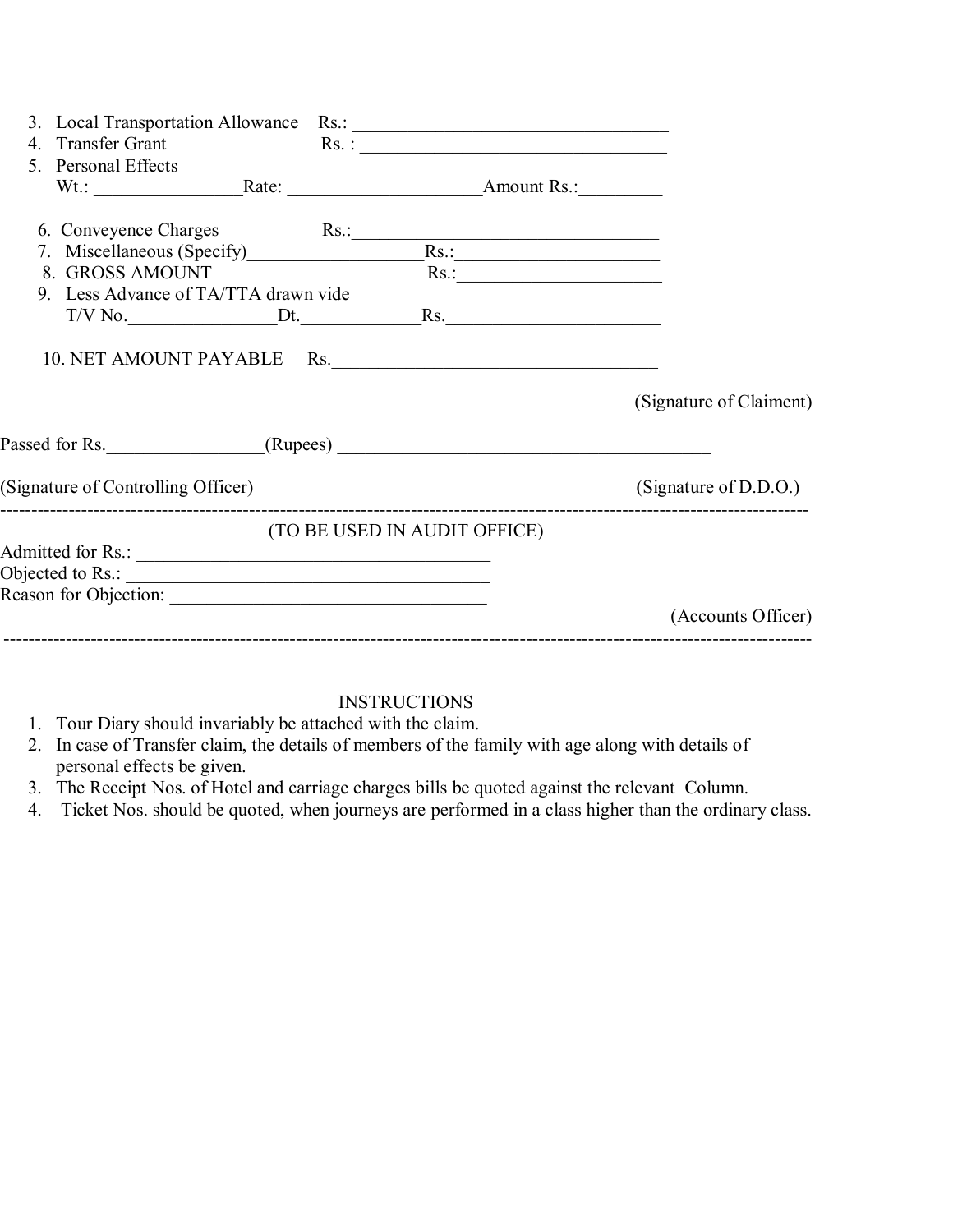3. Local Transportation Allowance Rs.: ___________________________________
4. Transfer Grant Rs. : ___________________________________
5. Personal Effects
   Wt.: ________________Rate: ____________________Amount Rs.:_________

6. Conveyence Charges Rs.:__________________________________
7. Miscellaneous (Specify)___________________Rs.:______________________
8. GROSS AMOUNT Rs.:______________________
9. Less Advance of TA/TTA drawn vide
   T/V No.________________Dt.____________Rs.________________________

10. NET AMOUNT PAYABLE Rs.____________________________________

(Signature of Claiment)

Passed for Rs._________________(Rupees) _________________________________________

(Signature of Controlling Officer) (Signature of D.D.O.)

---

(TO BE USED IN AUDIT OFFICE)

Admitted for Rs.: ______________________________________

Objected to Rs.: _______________________________________

Reason for Objection: __________________________________

(Accounts Officer)

---

INSTRUCTIONS

1. Tour Diary should invariably be attached with the claim.
2. In case of Transfer claim, the details of members of the family with age along with details of personal effects be given.
3. The Receipt Nos. of Hotel and carriage charges bills be quoted against the relevant Column.
4. Ticket Nos. should be quoted, when journeys are performed in a class higher than the ordinary class.